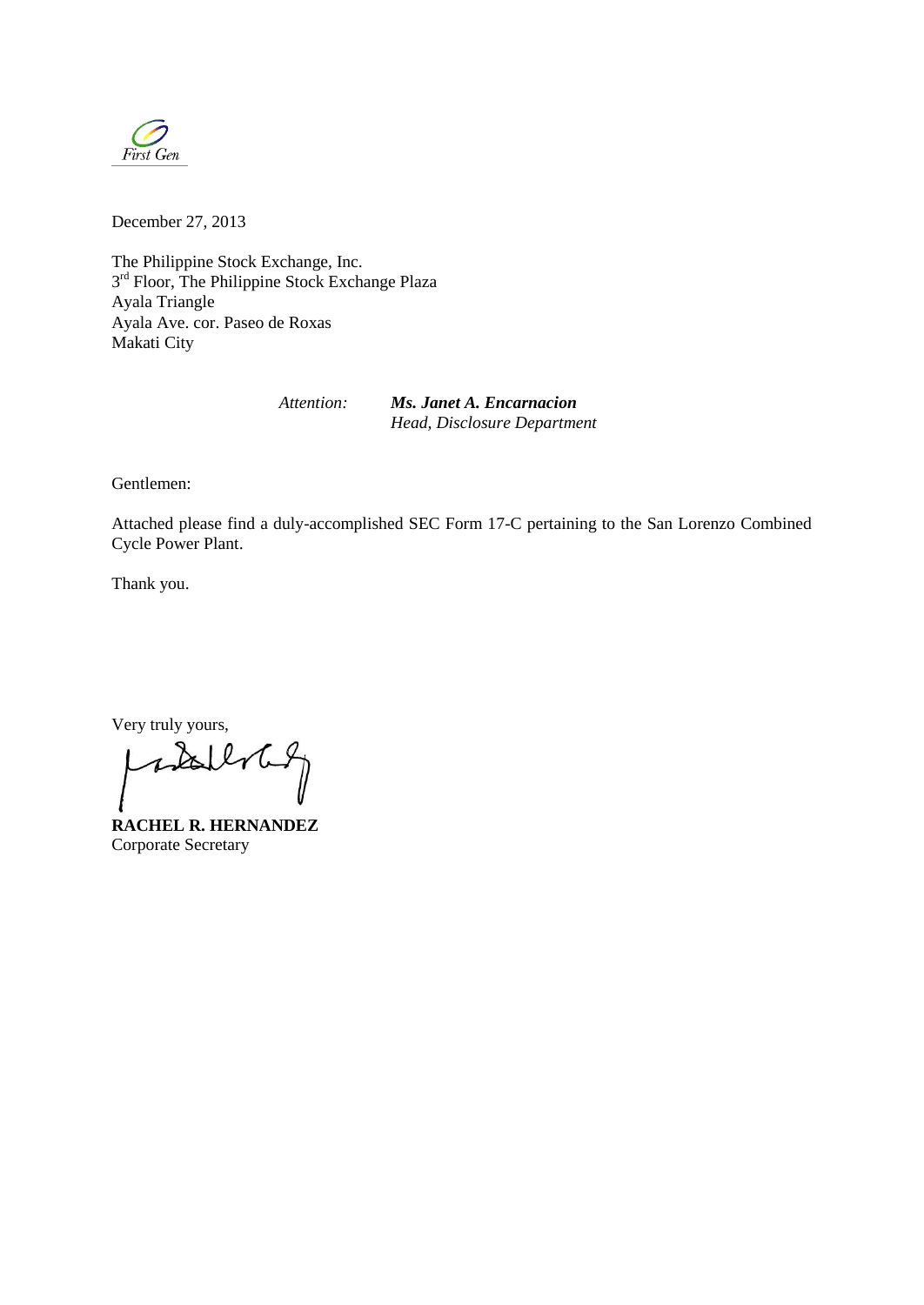First Gen

December 27, 2013

The Philippine Stock Exchange, Inc.
3rd Floor, The Philippine Stock Exchange Plaza
Ayala Triangle
Ayala Ave. cor. Paseo de Roxas
Makati City

*Attention:* ***Ms. Janet A. Encarnacion***
*Head, Disclosure Department*

Gentlemen:

Attached please find a duly-accomplished SEC Form 17-C pertaining to the San Lorenzo Combined Cycle Power Plant.

Thank you.

Very truly yours,

**RACHEL R. HERNANDEZ**
Corporate Secretary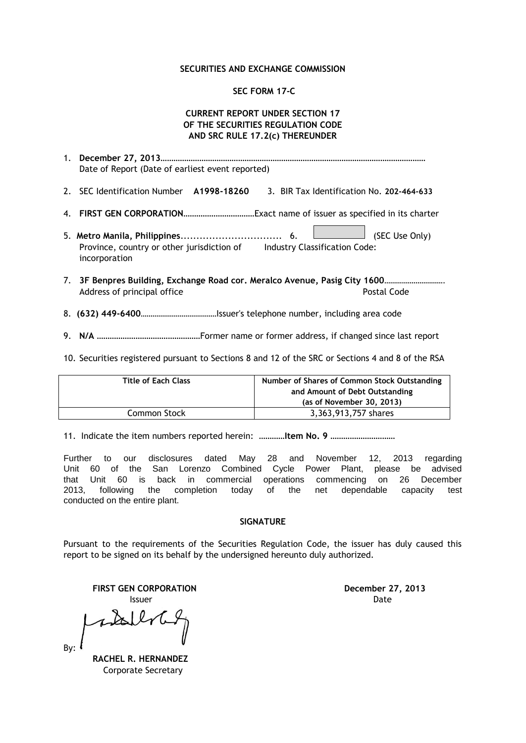**SECURITIES AND EXCHANGE COMMISSION**

**SEC FORM 17-C**

**CURRENT REPORT UNDER SECTION 17**
**OF THE SECURITIES REGULATION CODE**
**AND SRC RULE 17.2(c) THEREUNDER**

1. **December 27, 2013**…………………………………………………………………………………………………
   Date of Report (Date of earliest event reported)

2. SEC Identification Number **A1998-18260** 3. BIR Tax Identification No. **202-464-633**

4. **FIRST GEN CORPORATION**……………………………Exact name of issuer as specified in its charter

5. **Metro Manila, Philippines**................................ 6. (SEC Use Only)
   Province, country or other jurisdiction of incorporation Industry Classification Code:

7. **3F Benpres Building, Exchange Road cor. Meralco Avenue, Pasig City 1600**………………………….
   Address of principal office Postal Code

8. **(632) 449-6400**…………………………………Issuer's telephone number, including area code

9. **N/A** …………………………………………Former name or former address, if changed since last report

10. Securities registered pursuant to Sections 8 and 12 of the SRC or Sections 4 and 8 of the RSA

| Title of Each Class | Number of Shares of Common Stock Outstanding and Amount of Debt Outstanding (as of November 30, 2013) |
|---|---|
| Common Stock | 3,363,913,757 shares |

11. Indicate the item numbers reported herein: …………**Item No. 9** …………………………

Further to our disclosures dated May 28 and November 12, 2013 regarding Unit 60 of the San Lorenzo Combined Cycle Power Plant, please be advised that Unit 60 is back in commercial operations commencing on 26 December 2013, following the completion today of the net dependable capacity test conducted on the entire plant.

**SIGNATURE**

Pursuant to the requirements of the Securities Regulation Code, the issuer has duly caused this report to be signed on its behalf by the undersigned hereunto duly authorized.

**FIRST GEN CORPORATION** **December 27, 2013**
Issuer Date

By:

**RACHEL R. HERNANDEZ**
Corporate Secretary